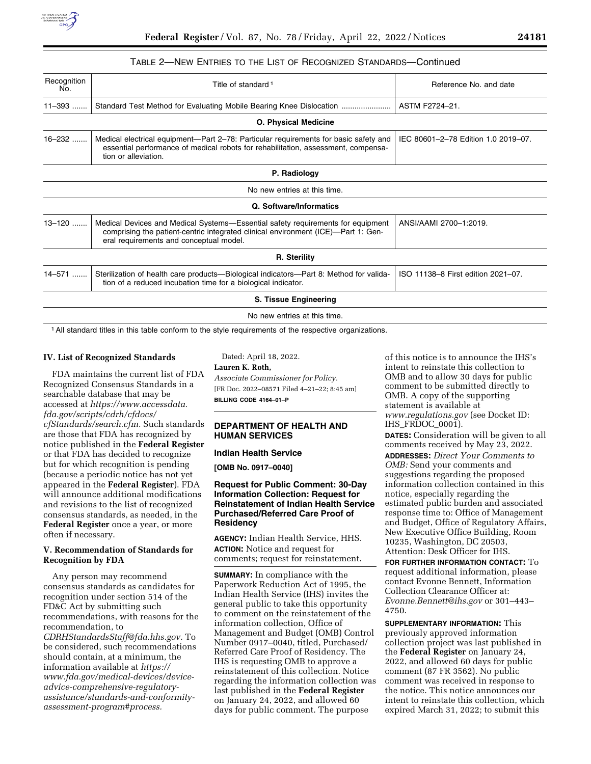TABLE 2—NEW ENTRIES TO THE LIST OF RECOGNIZED STANDARDS—Continued

| Recognition No. | Title of standard [1] | Reference No. and date |
| --- | --- | --- |
| 11–393 | Standard Test Method for Evaluating Mobile Bearing Knee Dislocation | ASTM F2724–21. |
| | **O. Physical Medicine** | |
| 16–232 | Medical electrical equipment—Part 2–78: Particular requirements for basic safety and essential performance of medical robots for rehabilitation, assessment, compensation or alleviation. | IEC 80601–2–78 Edition 1.0 2019–07. |
| | **P. Radiology** | |
| | No new entries at this time. | |
| | **Q. Software/Informatics** | |
| 13–120 | Medical Devices and Medical Systems—Essential safety requirements for equipment comprising the patient-centric integrated clinical environment (ICE)—Part 1: General requirements and conceptual model. | ANSI/AAMI 2700–1:2019. |
| | **R. Sterility** | |
| 14–571 | Sterilization of health care products—Biological indicators—Part 8: Method for validation of a reduced incubation time for a biological indicator. | ISO 11138–8 First edition 2021–07. |
| | **S. Tissue Engineering** | |
| | No new entries at this time. | |

[1] All standard titles in this table conform to the style requirements of the respective organizations.

## IV. List of Recognized Standards

FDA maintains the current list of FDA Recognized Consensus Standards in a searchable database that may be accessed at *https://www.accessdata.fda.gov/scripts/cdrh/cfdocs/cfStandards/search.cfm.* Such standards are those that FDA has recognized by notice published in the **Federal Register** or that FDA has decided to recognize but for which recognition is pending (because a periodic notice has not yet appeared in the **Federal Register**). FDA will announce additional modifications and revisions to the list of recognized consensus standards, as needed, in the **Federal Register** once a year, or more often if necessary.

## V. Recommendation of Standards for Recognition by FDA

Any person may recommend consensus standards as candidates for recognition under section 514 of the FD&C Act by submitting such recommendations, with reasons for the recommendation, to *CDRHStandardsStaff@fda.hhs.gov.* To be considered, such recommendations should contain, at a minimum, the information available at *https://www.fda.gov/medical-devices/device-advice-comprehensive-regulatory-assistance/standards-and-conformity-assessment-program#process.*

Dated: April 18, 2022.

**Lauren K. Roth,**

*Associate Commissioner for Policy.*

[FR Doc. 2022–08571 Filed 4–21–22; 8:45 am]

**BILLING CODE 4164–01–P**

---

# DEPARTMENT OF HEALTH AND HUMAN SERVICES

## Indian Health Service

**[OMB No. 0917–0040]**

## Request for Public Comment: 30-Day Information Collection: Request for Reinstatement of Indian Health Service Purchased/Referred Care Proof of Residency

**AGENCY:** Indian Health Service, HHS.

**ACTION:** Notice and request for comments; request for reinstatement.

**SUMMARY:** In compliance with the Paperwork Reduction Act of 1995, the Indian Health Service (IHS) invites the general public to take this opportunity to comment on the reinstatement of the information collection, Office of Management and Budget (OMB) Control Number 0917–0040, titled, Purchased/Referred Care Proof of Residency. The IHS is requesting OMB to approve a reinstatement of this collection. Notice regarding the information collection was last published in the **Federal Register** on January 24, 2022, and allowed 60 days for public comment. The purpose of this notice is to announce the IHS's intent to reinstate this collection to OMB and to allow 30 days for public comment to be submitted directly to OMB. A copy of the supporting statement is available at *www.regulations.gov* (see Docket ID: IHS_FRDOC_0001).

**DATES:** Consideration will be given to all comments received by May 23, 2022.

**ADDRESSES:** *Direct Your Comments to OMB:* Send your comments and suggestions regarding the proposed information collection contained in this notice, especially regarding the estimated public burden and associated response time to: Office of Management and Budget, Office of Regulatory Affairs, New Executive Office Building, Room 10235, Washington, DC 20503, Attention: Desk Officer for IHS.

**FOR FURTHER INFORMATION CONTACT:** To request additional information, please contact Evonne Bennett, Information Collection Clearance Officer at: *Evonne.Bennett@ihs.gov* or 301–443–4750.

**SUPPLEMENTARY INFORMATION:** This previously approved information collection project was last published in the **Federal Register** on January 24, 2022, and allowed 60 days for public comment (87 FR 3562). No public comment was received in response to the notice. This notice announces our intent to reinstate this collection, which expired March 31, 2022; to submit this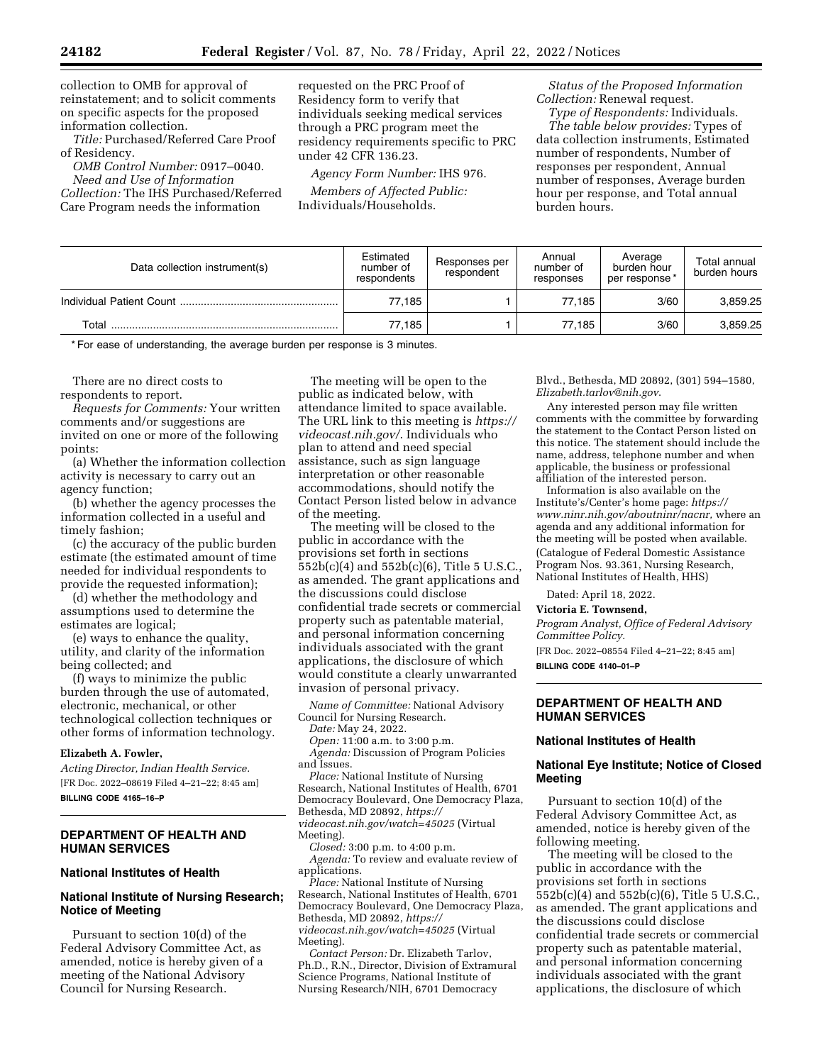collection to OMB for approval of reinstatement; and to solicit comments on specific aspects for the proposed information collection.

*Title:* Purchased/Referred Care Proof of Residency.

*OMB Control Number:* 0917–0040.

*Need and Use of Information Collection:* The IHS Purchased/Referred Care Program needs the information requested on the PRC Proof of Residency form to verify that individuals seeking medical services through a PRC program meet the residency requirements specific to PRC under 42 CFR 136.23.

*Agency Form Number:* IHS 976.

*Members of Affected Public:* Individuals/Households.

*Status of the Proposed Information Collection:* Renewal request.

*Type of Respondents:* Individuals.

*The table below provides:* Types of data collection instruments, Estimated number of respondents, Number of responses per respondent, Annual number of responses, Average burden hour per response, and Total annual burden hours.

| Data collection instrument(s) | Estimated number of respondents | Responses per respondent | Annual number of responses | Average burden hour per response * | Total annual burden hours |
|---|---|---|---|---|---|
| Individual Patient Count | 77,185 | 1 | 77,185 | 3/60 | 3,859.25 |
| Total | 77,185 | 1 | 77,185 | 3/60 | 3,859.25 |

* For ease of understanding, the average burden per response is 3 minutes.

There are no direct costs to respondents to report.

*Requests for Comments:* Your written comments and/or suggestions are invited on one or more of the following points:

(a) Whether the information collection activity is necessary to carry out an agency function;

(b) whether the agency processes the information collected in a useful and timely fashion;

(c) the accuracy of the public burden estimate (the estimated amount of time needed for individual respondents to provide the requested information);

(d) whether the methodology and assumptions used to determine the estimates are logical;

(e) ways to enhance the quality, utility, and clarity of the information being collected; and

(f) ways to minimize the public burden through the use of automated, electronic, mechanical, or other technological collection techniques or other forms of information technology.

**Elizabeth A. Fowler,**

*Acting Director, Indian Health Service.*

[FR Doc. 2022–08619 Filed 4–21–22; 8:45 am]

**BILLING CODE 4165–16–P**

## DEPARTMENT OF HEALTH AND HUMAN SERVICES

### National Institutes of Health

### National Institute of Nursing Research; Notice of Meeting

Pursuant to section 10(d) of the Federal Advisory Committee Act, as amended, notice is hereby given of a meeting of the National Advisory Council for Nursing Research.

The meeting will be open to the public as indicated below, with attendance limited to space available. The URL link to this meeting is *https://videocast.nih.gov/*. Individuals who plan to attend and need special assistance, such as sign language interpretation or other reasonable accommodations, should notify the Contact Person listed below in advance of the meeting.

The meeting will be closed to the public in accordance with the provisions set forth in sections 552b(c)(4) and 552b(c)(6), Title 5 U.S.C., as amended. The grant applications and the discussions could disclose confidential trade secrets or commercial property such as patentable material, and personal information concerning individuals associated with the grant applications, the disclosure of which would constitute a clearly unwarranted invasion of personal privacy.

*Name of Committee:* National Advisory Council for Nursing Research.

*Date:* May 24, 2022.

*Open:* 11:00 a.m. to 3:00 p.m.

*Agenda:* Discussion of Program Policies and Issues.

*Place:* National Institute of Nursing Research, National Institutes of Health, 6701 Democracy Boulevard, One Democracy Plaza, Bethesda, MD 20892, *https://videocast.nih.gov/watch=45025* (Virtual Meeting).

*Closed:* 3:00 p.m. to 4:00 p.m.

*Agenda:* To review and evaluate review of applications.

*Place:* National Institute of Nursing Research, National Institutes of Health, 6701 Democracy Boulevard, One Democracy Plaza, Bethesda, MD 20892, *https://videocast.nih.gov/watch=45025* (Virtual Meeting).

*Contact Person:* Dr. Elizabeth Tarlov, Ph.D., R.N., Director, Division of Extramural Science Programs, National Institute of Nursing Research/NIH, 6701 Democracy Blvd., Bethesda, MD 20892, (301) 594–1580, *Elizabeth.tarlov@nih.gov*.

Any interested person may file written comments with the committee by forwarding the statement to the Contact Person listed on this notice. The statement should include the name, address, telephone number and when applicable, the business or professional affiliation of the interested person.

Information is also available on the Institute's/Center's home page: *https://www.ninr.nih.gov/aboutninr/nacnr,* where an agenda and any additional information for the meeting will be posted when available.

(Catalogue of Federal Domestic Assistance Program Nos. 93.361, Nursing Research, National Institutes of Health, HHS)

Dated: April 18, 2022.

**Victoria E. Townsend,**

*Program Analyst, Office of Federal Advisory Committee Policy.*

[FR Doc. 2022–08554 Filed 4–21–22; 8:45 am]

**BILLING CODE 4140–01–P**

## DEPARTMENT OF HEALTH AND HUMAN SERVICES

### National Institutes of Health

### National Eye Institute; Notice of Closed Meeting

Pursuant to section 10(d) of the Federal Advisory Committee Act, as amended, notice is hereby given of the following meeting.

The meeting will be closed to the public in accordance with the provisions set forth in sections 552b(c)(4) and 552b(c)(6), Title 5 U.S.C., as amended. The grant applications and the discussions could disclose confidential trade secrets or commercial property such as patentable material, and personal information concerning individuals associated with the grant applications, the disclosure of which